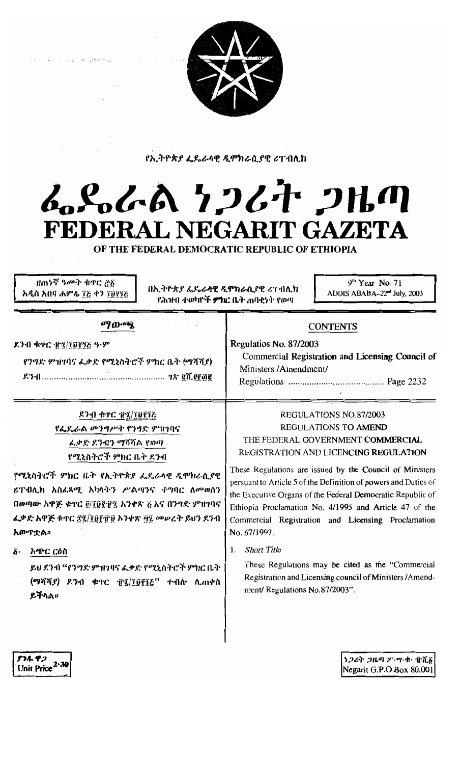የኢትዮጵያ ፌዴራላዊ ዲሞክራሲያዊ ሪፐብሊክ

# ፌዴራል ነጋሪት ጋዜጣ
# FEDERAL NEGARIT GAZETA
## OF THE FEDERAL DEMOCRATIC REPUBLIC OF ETHIOPIA

ዘጠነኛ ዓመት ቁጥር ፸፩
አዲስ አበባ ሐምሌ ፲፭ ቀን ፲፱፻፺፭

በኢትዮጵያ ፌዴራላዊ ዲሞክራሲያዊ ሪፐብሊክ
የሕዝብ ተወካዮች ምክር ቤት ጠባቂነት የወጣ

9th Year No. 71
ADDIS ABABA–22nd July, 2003

**ማውጫ**

ደንብ ቁጥር ፹፯/፲፱፻፺፭ ዓ.ም

የንግድ ምዝገባና ፈቃድ የሚኒስትሮች ምክር ቤት (ማሻሻያ) ደንብ ........................................ ገጽ ፪ሺ፪፻፴፪

**CONTENTS**

Regulatios No. 87/2003

Commercial Registration and Licensing Council of Ministers /Amendment/ Regulations ........................................ Page 2232

**ደንብ ቁጥር ፹፯/፲፱፻፺፭**

**የፌዴራል መንግሥት የንግድ ምዝገባና ፈቃድ ደንብን ማሻሻል የወጣ የሚኒስትሮች ምክር ቤት ደንብ**

የሚኒስትሮች ምክር ቤት የኢትዮጵያ ፌዴራላዊ ዲሞክራሲያዊ ሪፐብሊክ አስፈጻሚ አካላትን ሥልጣንና ተግባር ለመወሰን በወጣው አዋጅ ቁጥር ፬/፲፱፻፹፯ አንቀጽ ፭ እና በንግድ ምዝገባና ፈቃድ አዋጅ ቁጥር ፷፯/፲፱፻፹፱ አንቀጽ ፵፯ መሠረት ይህን ደንብ አውጥቷል።

፩· አጭር ርዕስ

ይህ ደንብ "የንግድ ምዝገባና ፈቃድ የሚኒስትሮች ምክር ቤት (ማሻሻያ) ደንብ ቁጥር ፹፯/፲፱፻፺፭" ተብሎ ሊጠቀስ ይችላል።

**REGULATIONS NO.87/2003**

**REGULATIONS TO AMEND THE FEDERAL GOVERNMENT COMMERCIAL REGISTRATION AND LICENCING REGULATION**

These Regulations are issued by the Council of Ministers persuant to Article 5 of the Definition of powers and Duties of the Executive Organs of the Federal Democratic Republic of Ethiopia Proclamation No. 4/1995 and Article 47 of the Commercial Registration and Licensing Proclamation No. 67/1997.

1. *Short Title*

   These Regulations may be cited as the "Commercial Registration and Licensing council of Ministers /Amendment/ Regulations No.87/2003".

ያንዱ ዋጋ
Unit Price 2·30

ነጋሪት ጋዜጣ ፖ·ሣ·ቁ· ፹ሺ፩
Negarit G.P.O.Box 80,001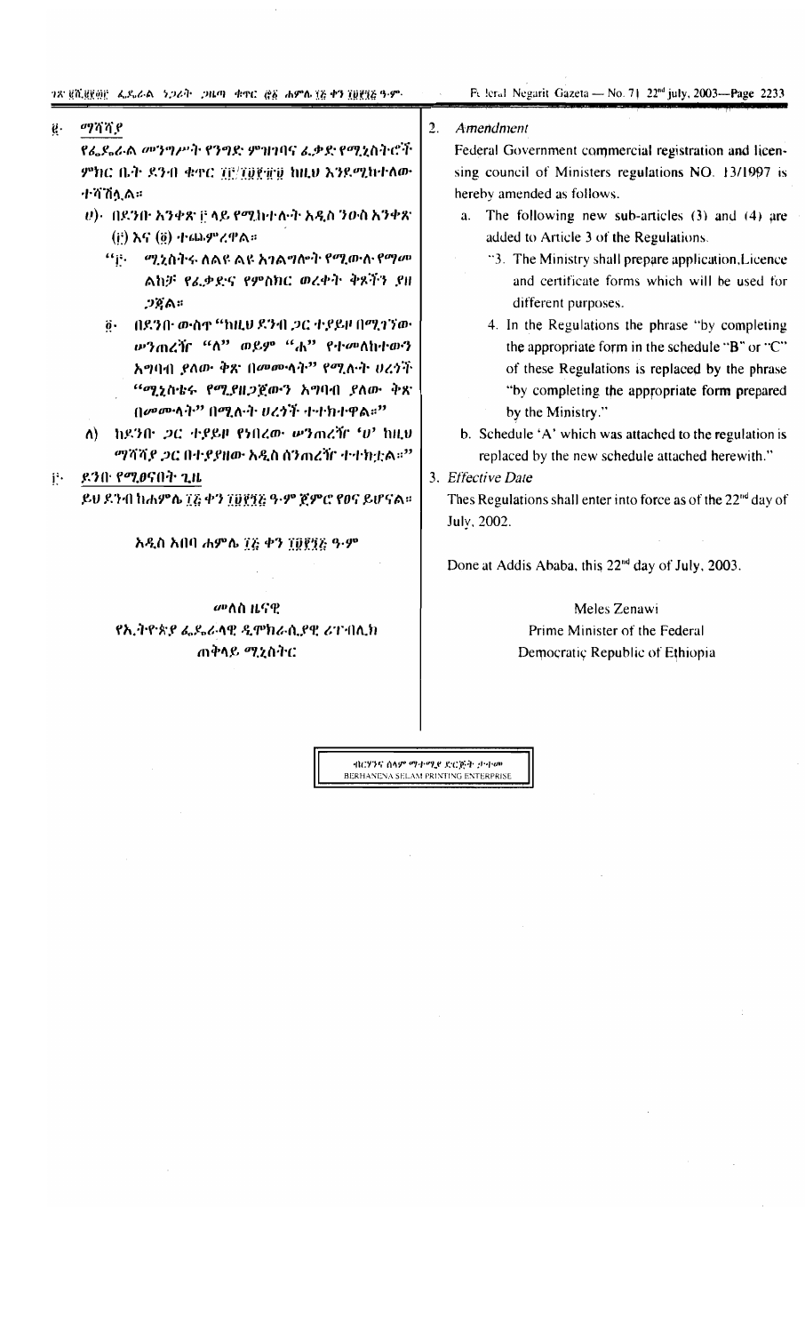## ፪· ማሻሻያ

የፌዴራል መንግሥት የንግድ ምዝገባና ፈቃድ የሚኒስትሮች ምክር ቤት ደንብ ቁጥር ፲፫/፲፱፻፹፱ ከዚህ እንደሚከተለው ተሻሽሏል።

ሀ) በደንቡ አንቀጽ ፫ ላይ የሚከተሉት አዲስ ንዑስ አንቀጽ (፫) እና (፬) ተጨምረዋል።

"፫· ሚኒስትሩ ለልዩ ልዩ አገልግሎት የሚውሉ የማመልከቻ፣ የፈቃድና የምስክር ወረቀት ቅጾችን ያዘጋጃል።

፬· በደንቡ ውስጥ "ከዚህ ደንብ ጋር ተያይዞ በሚገኘው ሠንጠረዥ "ለ" ወይም "ሐ" የተመለከተውን አግባብ ያለው ቅጽ በመሙላት" የሚሉት ሀረጎች "ሚኒስቴሩ የሚያዘጋጀውን አግባብ ያለው ቅጽ በመሙላት" በሚሉት ሀረጎች ተተክተዋል።"

ለ) ከደንቡ ጋር ተያይዞ የነበረው ሠንጠረዥ 'ሀ' ከዚህ ማሻሻያ ጋር በተያያዘው አዲስ ሰንጠረዥ ተተክቷል።"

## ፫· ደንቡ የሚፀናበት ጊዜ

ይህ ደንብ ከሐምሌ ፲፭ ቀን ፲፱፻፺፬ ዓ·ም ጀምሮ የፀና ይሆናል።

አዲስ አበባ ሐምሌ ፲፭ ቀን ፲፱፻፺፭ ዓ·ም

መለስ ዜናዊ

የኢትዮጵያ ፌዴራላዊ ዲሞክራሲያዊ ሪፐብሊክ ጠቅላይ ሚኒስትር

## 2. *Amendment*

Federal Government commercial registration and licensing council of Ministers regulations NO. 13/1997 is hereby amended as follows.

a. The following new sub-articles (3) and (4) are added to Article 3 of the Regulations.

"3. The Ministry shall prepare application,Licence and certificate forms which will be used for different purposes.

4. In the Regulations the phrase "by completing the appropriate form in the schedule "B" or "C" of these Regulations is replaced by the phrase "by completing the appropriate form prepared by the Ministry."

b. Schedule 'A' which was attached to the regulation is replaced by the new schedule attached herewith."

## 3. *Effective Date*

Thes Regulations shall enter into force as of the 22nd day of July, 2002.

Done at Addis Ababa, this 22nd day of July, 2003.

Meles Zenawi

Prime Minister of the Federal Democratic Republic of Ethiopia

ብርሃንና ሰላም ማተሚያ ድርጅት ታተመ
BERHANENA SELAM PRINTING ENTERPRISE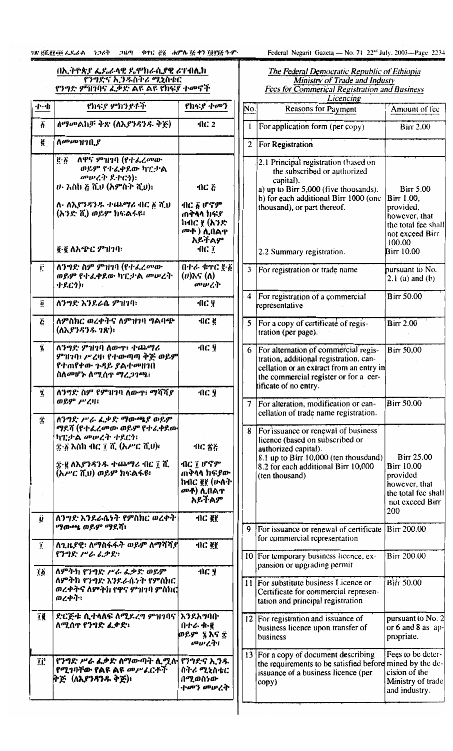## በኢትዮጵያ ፌዴራላዊ ዴሞክራሲያዊ ሪፐብሊክ
## የንግድና ኢንዱስትሪ ሚኒስቴር
## የንግድ ምዝገባና ፈቃድ ልዩ ልዩ የክፍያ ተመኖች

| ተ·ቁ | የክፍያ ምክንያቶች | የክፍያ ተመን |
|---|---|---|
| ፩ | ለማመልከቻ ቅጽ (ለእያንዳንዱ ቅጽ) | ብር 2 |
| ፪ | ለመመዝገቢያ | |
| | ፪·፩ ለዋና ምዝገባ (የተፈረመው ወይም የተፈቀደው ካፒታል መሠረት ይተርጓ)፣ ሀ· እስከ ፭ ሺህ (አምስት ሺህ)፣ | ብር ፭ |
| | ለ· ለእያንዳንዱ ተጨማሪ ብር ፩ ሺህ (አንድ ሺ) ወይም ክፍልፋዩ፣ | ብር ፩ ሆኖም ጠቅላላ ክፍያ ከብር ፻ (አንድ መቶ) ሊበልጥ አይችልም |
| | ፪·፪ ለአጭር ምዝገባ፣ | ብር ፲ |
| ፫ | ለንግድ ስም ምዝገባ (የተፈረመው ወይም የተፈቀደው ካፒታል መሠረት ተደርጎ)፣ | በተራ ቁጥር ፪·፩ (ሀ)እና (ለ) መሠረት |
| ፬ | ለንግድ እንደራሴ ምዝገባ፣ | ብር ፶ |
| ፭ | ለምስክር ወረቀትና ለምዝገባ ግልባጭ (ለእያንዳንዱ ገጽ)፣ | ብር ፪ |
| ፮ | ለንግድ ምዝገባ ለውጥ፣ ተጨማሪ ምዝገባ፣ ሥረዛ፣ የተወጣጣ ቅጅ ወይም የተጠየቀው ጉዳይ ያልተመዘገበ ስለመሆኑ ለሚሰጥ ማረጋገጫ፣ | ብር ፶ |
| ፯ | ለንግድ ስም የምዝገባ ለውጥ፣ ማሻሻያ ወይም ሥረዛ፣ | ብር ፶ |
| ፰ | ለንግድ ሥራ ፈቃድ ማውጫ ወይም ማደሻ (የተፈረመው ወይም የተፈቀደው ካፒታል መሠረት ተደርጎ)፣ ፰·፩ እስከ ብር ፲ ሺ (አሥር ሺህ)፣ | ብር ፳፭ |
| | ፰·፪ ለእያንዳንዱ ተጨማሪ ብር ፲ ሺ (አሥር ሺህ) ወይም ክፍልፋዩ፣ | ብር ፲ ሆኖም ጠቅላላ ክፍያው ከብር ፪፻ (ሁለት መቶ) ሊበልጥ አይችልም |
| ፱ | ለንግድ እንደራሴነት የምስክር ወረቀት ማውጫ ወይም ማደሻ፣ | ብር ፪፻ |
| ፲ | ለጊዜያዊ፣ ለማስፋፊያ ወይም ለማሻሻያ የንግድ ሥራ ፈቃድ፣ | ብር ፪፻ |
| ፲፩ | ለምትክ የንግድ ሥራ ፈቃድ ወይም ለምትክ የንግድ እንደራሴነት የምስክር ወረቀትና ለምትክ የዋና ምዝገባ ምስክር ወረቀት፣ | ብር ፶ |
| ፲፪ | ድርጅቱ ሲተላለፍ ለሚደረግ ምዝገባና ለሚሰጥ የንግድ ፈቃድ፣ | እንደአግባቡ በተራ ቁ·፪ ወይም ፮ እና ፰ መሠረት፣ |
| ፲፫ | የንግድ ሥራ ፈቃድ ለማውጣት ሊሟሉ የሚገባቸው የልዩ ልዩ መሥፈርቶች ቅጅ (ለእያንዳንዱ ቅጅ)፣ | የንግድና ኢንዱስትሪ ሚኒስቴር በሚወስነው ተመን መሠረት |

## The Federal Democratic Republic of Ethiopia
## Ministry of Trade and Industy
## Fees for Commerical Registration and Business Licencing

| No. | Reasons for Payment | Amount of fee |
|---|---|---|
| 1 | For application form (per copy) | Birr 2.00 |
| 2 | For Registration | |
| | 2.1 Principal registration (based on the subscribed or authorized capital). a) up to Birr 5,000 (five thousands). | Birr 5.00 |
| | b) for each additional Birr 1000 (one thousand), or part thereof. | Birr 1.00, provided, however, that the total fee shall not exceed Birr 100.00 |
| | 2.2 Summary registration. | Birr 10.00 |
| 3 | For registration or trade name | pursuant to No. 2.1 (a) and (b) |
| 4 | For registration of a commercial representative | Birr 50.00 |
| 5 | For a copy of certificate of registration (per page). | Birr 2.00 |
| 6 | For alternation of commercial registration, additional registration, cancellation or an extract from an entry in the commercial register or for a certificate of no entry. | Birr 50,00 |
| 7 | For alteration, modification or cancellation of trade name registration. | Birr 50.00 |
| 8 | For issuance or renewal of business licence (based on subscribed or authorized capital). 8.1 up to Birr 10,000 (ten thousdand) | Birr 25.00 |
| | 8.2 for each additional Birr 10,000 (ten thousand) | Birr 10.00 provided however, that the total fee shall not exceed Birr 200 |
| 9 | For issuance or renewal of certificate for commercial representation | Birr 200.00 |
| 10 | For temporary business licence, expansion or upgrading permit | Birr 200.00 |
| 11 | For substitute business Licence or Certificate for commercial representation and principal registration | Birr 50.00 |
| 12 | For registration and issuance of business licence upon transfer of business | pursuant to No. 2 or 6 and 8 as appropriate. |
| 13 | For a copy of document describing the requirements to be satisfied before issuance of a business licence (per copy) | Fees to be determined by the decision of the Ministry of trade and industry. |